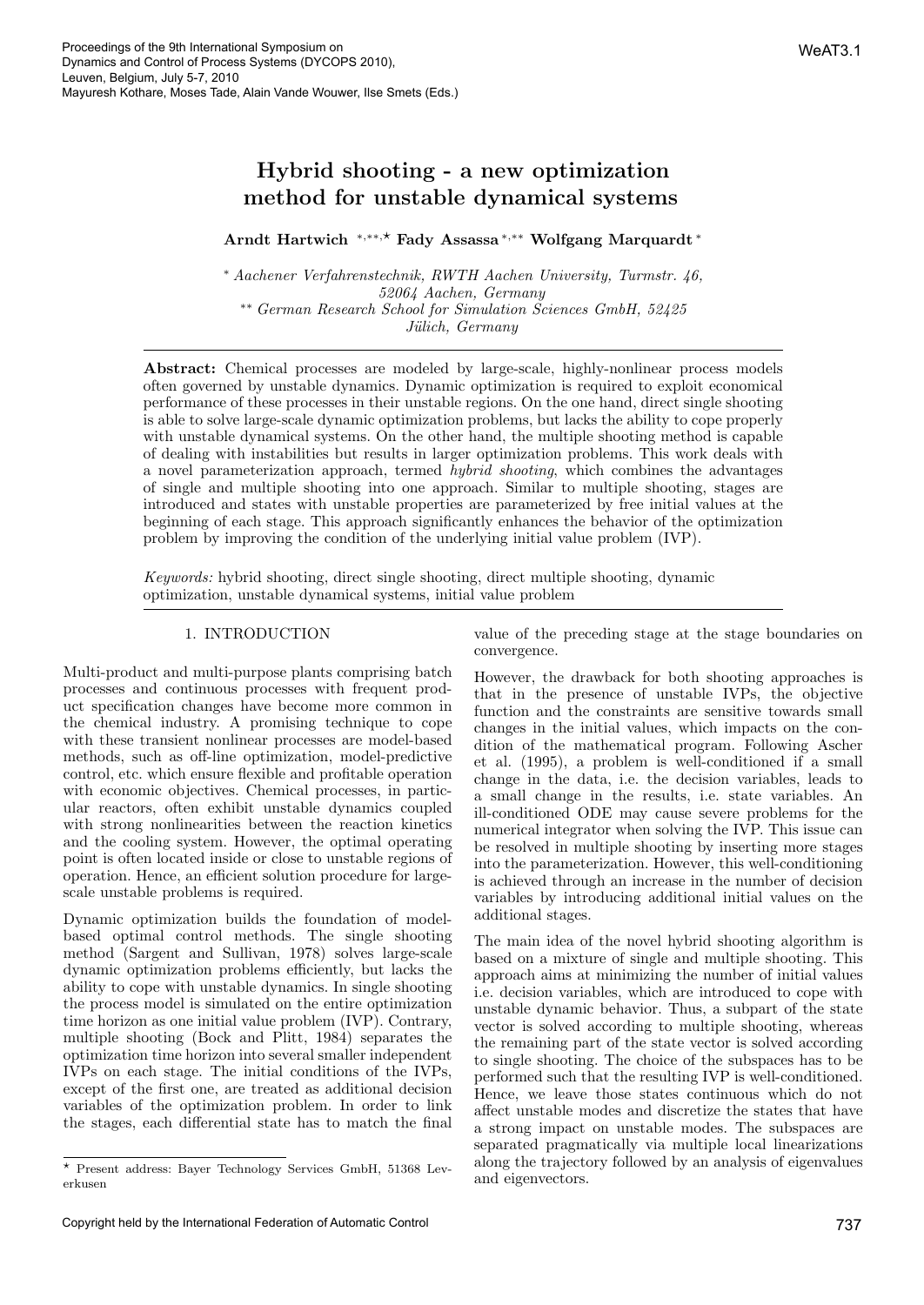# Hybrid shooting - a new optimization method for unstable dynamical systems

**Arndt Hartwich** *,**,⋆ **Fady Assassa** *,** **Wolfgang Marquardt** *

\* *Aachener Verfahrenstechnik, RWTH Aachen University, Turmstr. 46, 52064 Aachen, Germany*
\** *German Research School for Simulation Sciences GmbH, 52425 Jülich, Germany*

**Abstract:** Chemical processes are modeled by large-scale, highly-nonlinear process models often governed by unstable dynamics. Dynamic optimization is required to exploit economical performance of these processes in their unstable regions. On the one hand, direct single shooting is able to solve large-scale dynamic optimization problems, but lacks the ability to cope properly with unstable dynamical systems. On the other hand, the multiple shooting method is capable of dealing with instabilities but results in larger optimization problems. This work deals with a novel parameterization approach, termed *hybrid shooting*, which combines the advantages of single and multiple shooting into one approach. Similar to multiple shooting, stages are introduced and states with unstable properties are parameterized by free initial values at the beginning of each stage. This approach significantly enhances the behavior of the optimization problem by improving the condition of the underlying initial value problem (IVP).

*Keywords:* hybrid shooting, direct single shooting, direct multiple shooting, dynamic optimization, unstable dynamical systems, initial value problem

## 1. INTRODUCTION

Multi-product and multi-purpose plants comprising batch processes and continuous processes with frequent product specification changes have become more common in the chemical industry. A promising technique to cope with these transient nonlinear processes are model-based methods, such as off-line optimization, model-predictive control, etc. which ensure flexible and profitable operation with economic objectives. Chemical processes, in particular reactors, often exhibit unstable dynamics coupled with strong nonlinearities between the reaction kinetics and the cooling system. However, the optimal operating point is often located inside or close to unstable regions of operation. Hence, an efficient solution procedure for large-scale unstable problems is required.

Dynamic optimization builds the foundation of model-based optimal control methods. The single shooting method (Sargent and Sullivan, 1978) solves large-scale dynamic optimization problems efficiently, but lacks the ability to cope with unstable dynamics. In single shooting the process model is simulated on the entire optimization time horizon as one initial value problem (IVP). Contrary, multiple shooting (Bock and Plitt, 1984) separates the optimization time horizon into several smaller independent IVPs on each stage. The initial conditions of the IVPs, except of the first one, are treated as additional decision variables of the optimization problem. In order to link the stages, each differential state has to match the final value of the preceding stage at the stage boundaries on convergence.

However, the drawback for both shooting approaches is that in the presence of unstable IVPs, the objective function and the constraints are sensitive towards small changes in the initial values, which impacts on the condition of the mathematical program. Following Ascher et al. (1995), a problem is well-conditioned if a small change in the data, i.e. the decision variables, leads to a small change in the results, i.e. state variables. An ill-conditioned ODE may cause severe problems for the numerical integrator when solving the IVP. This issue can be resolved in multiple shooting by inserting more stages into the parameterization. However, this well-conditioning is achieved through an increase in the number of decision variables by introducing additional initial values on the additional stages.

The main idea of the novel hybrid shooting algorithm is based on a mixture of single and multiple shooting. This approach aims at minimizing the number of initial values i.e. decision variables, which are introduced to cope with unstable dynamic behavior. Thus, a subpart of the state vector is solved according to multiple shooting, whereas the remaining part of the state vector is solved according to single shooting. The choice of the subspaces has to be performed such that the resulting IVP is well-conditioned. Hence, we leave those states continuous which do not affect unstable modes and discretize the states that have a strong impact on unstable modes. The subspaces are separated pragmatically via multiple local linearizations along the trajectory followed by an analysis of eigenvalues and eigenvectors.

⋆ Present address: Bayer Technology Services GmbH, 51368 Leverkusen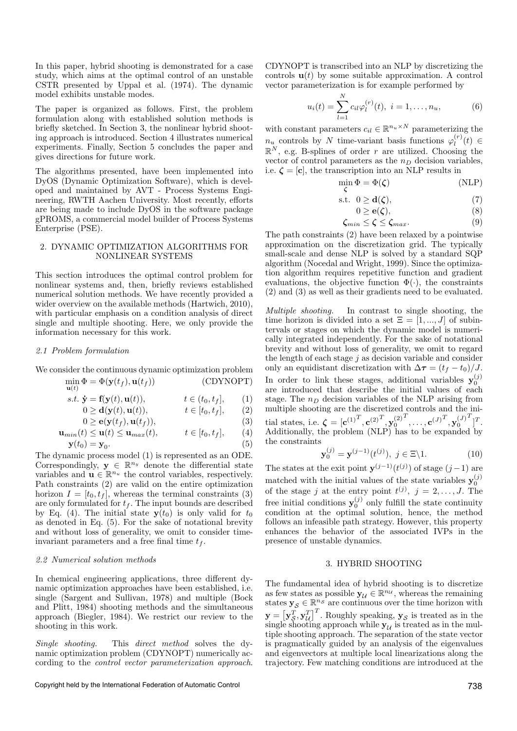In this paper, hybrid shooting is demonstrated for a case study, which aims at the optimal control of an unstable CSTR presented by Uppal et al. (1974). The dynamic model exhibits unstable modes.

The paper is organized as follows. First, the problem formulation along with established solution methods is briefly sketched. In Section 3, the nonlinear hybrid shooting approach is introduced. Section 4 illustrates numerical experiments. Finally, Section 5 concludes the paper and gives directions for future work.

The algorithms presented, have been implemented into DyOS (Dynamic Optimization Software), which is developed and maintained by AVT - Process Systems Engineering, RWTH Aachen University. Most recently, efforts are being made to include DyOS in the software package gPROMS, a commercial model builder of Process Systems Enterprise (PSE).

## 2. DYNAMIC OPTIMIZATION ALGORITHMS FOR NONLINEAR SYSTEMS

This section introduces the optimal control problem for nonlinear systems and, then, briefly reviews established numerical solution methods. We have recently provided a wider overview on the available methods (Hartwich, 2010), with particular emphasis on a condition analysis of direct single and multiple shooting. Here, we only provide the information necessary for this work.

### *2.1 Problem formulation*

We consider the continuous dynamic optimization problem

$$\min_{\mathbf{u}(t)} \Phi = \Phi(\mathbf{y}(t_f), \mathbf{u}(t_f)) \qquad \text{(CDYNOPT)}$$

$$s.t. \;\; \dot{\mathbf{y}} = \mathbf{f}(\mathbf{y}(t), \mathbf{u}(t)), \qquad t \in (t_0, t_f], \qquad (1)$$

$$0 \geq \mathbf{d}(\mathbf{y}(t), \mathbf{u}(t)), \qquad t \in [t_0, t_f], \qquad (2)$$

$$0 \geq \mathbf{e}(\mathbf{y}(t_f), \mathbf{u}(t_f)), \qquad (3)$$

$$\mathbf{u}_{min}(t) \leq \mathbf{u}(t) \leq \mathbf{u}_{max}(t), \qquad t \in [t_0, t_f], \qquad (4)$$

$$\mathbf{y}(t_0) = \mathbf{y}_0. \qquad (5)$$

The dynamic process model (1) is represented as an ODE. Correspondingly, $\mathbf{y} \in \mathbb{R}^{n_y}$ denote the differential state variables and $\mathbf{u} \in \mathbb{R}^{n_u}$ the control variables, respectively. Path constraints (2) are valid on the entire optimization horizon $I = [t_0, t_f]$, whereas the terminal constraints (3) are only formulated for $t_f$. The input bounds are described by Eq. (4). The initial state $\mathbf{y}(t_0)$ is only valid for $t_0$ as denoted in Eq. (5). For the sake of notational brevity and without loss of generality, we omit to consider time-invariant parameters and a free final time $t_f$.

### *2.2 Numerical solution methods*

In chemical engineering applications, three different dynamic optimization approaches have been established, i.e. single (Sargent and Sullivan, 1978) and multiple (Bock and Plitt, 1984) shooting methods and the simultaneous approach (Biegler, 1984). We restrict our review to the shooting in this work.

*Single shooting.* This *direct method* solves the dynamic optimization problem (CDYNOPT) numerically according to the *control vector parameterization approach*. CDYNOPT is transcribed into an NLP by discretizing the controls $\mathbf{u}(t)$ by some suitable approximation. A control vector parameterization is for example performed by

$$u_i(t) = \sum_{l=1}^{N} c_{il} \varphi_l^{(r)}(t), \;\; i = 1, \ldots, n_u, \qquad (6)$$

with constant parameters $c_{il} \in \mathbb{R}^{n_u \times N}$ parameterizing the $n_u$ controls by $N$ time-variant basis functions $\varphi_l^{(r)}(t) \in \mathbb{R}^N$, e.g. B-splines of order $r$ are utilized. Choosing the vector of control parameters as the $n_D$ decision variables, i.e. $\boldsymbol{\zeta} = [\mathbf{c}]$, the transcription into an NLP results in

$$\min_{\boldsymbol{\zeta}} \Phi = \Phi(\boldsymbol{\zeta}) \qquad \text{(NLP)}$$

$$\text{s.t.} \;\; 0 \geq \mathbf{d}(\boldsymbol{\zeta}), \qquad (7)$$

$$0 \geq \mathbf{e}(\boldsymbol{\zeta}), \qquad (8)$$

$$\boldsymbol{\zeta}_{min} \leq \boldsymbol{\zeta} \leq \boldsymbol{\zeta}_{max}. \qquad (9)$$

The path constraints (2) have been relaxed by a pointwise approximation on the discretization grid. The typically small-scale and dense NLP is solved by a standard SQP algorithm (Nocedal and Wright, 1999). Since the optimization algorithm requires repetitive function and gradient evaluations, the objective function $\Phi(\cdot)$, the constraints (2) and (3) as well as their gradients need to be evaluated.

*Multiple shooting.* In contrast to single shooting, the time horizon is divided into a set $\Xi = [1, ..., J]$ of subintervals or stages on which the dynamic model is numerically integrated independently. For the sake of notational brevity and without loss of generality, we omit to regard the length of each stage $j$ as decision variable and consider only an equidistant discretization with $\Delta\boldsymbol{\tau} = (t_f - t_0)/J$. In order to link these stages, additional variables $\mathbf{y}_0^{(j)}$ are introduced that describe the initial values of each stage. The $n_D$ decision variables of the NLP arising from multiple shooting are the discretized controls and the initial states, i.e. $\boldsymbol{\zeta} = [\mathbf{c}^{(1)^T}, \mathbf{c}^{(2)^T}, \mathbf{y}_0^{(2)^T}, \ldots, \mathbf{c}^{(J)^T}, \mathbf{y}_0^{(J)^T}]^T$. Additionally, the problem (NLP) has to be expanded by the constraints

$$\mathbf{y}_0^{(j)} = \mathbf{y}^{(j-1)}(t^{(j)}), \; j \in \Xi \backslash 1. \qquad (10)$$

The states at the exit point $\mathbf{y}^{(j-1)}(t^{(j)})$ of stage $(j-1)$ are matched with the initial values of the state variables $\mathbf{y}_0^{(j)}$ of the stage $j$ at the entry point $t^{(j)}$, $j = 2, \ldots, J$. The free initial conditions $\mathbf{y}_0^{(j)}$ only fulfill the state continuity condition at the optimal solution, hence, the method follows an infeasible path strategy. However, this property enhances the behavior of the associated IVPs in the presence of unstable dynamics.

## 3. HYBRID SHOOTING

The fundamental idea of hybrid shooting is to discretize as few states as possible $\mathbf{y}_{\mathcal{U}} \in \mathbb{R}^{n_{\mathcal{U}}}$, whereas the remaining states $\mathbf{y}_{\mathcal{S}} \in \mathbb{R}^{n_{\mathcal{S}}}$ are continuous over the time horizon with $\mathbf{y} = \left[\mathbf{y}_{\mathcal{S}}^T, \mathbf{y}_{\mathcal{U}}^T\right]^T$. Roughly speaking, $\mathbf{y}_{\mathcal{S}}$ is treated as in the single shooting approach while $\mathbf{y}_{\mathcal{U}}$ is treated as in the multiple shooting approach. The separation of the state vector is pragmatically guided by an analysis of the eigenvalues and eigenvectors at multiple local linearizations along the trajectory. Few matching conditions are introduced at the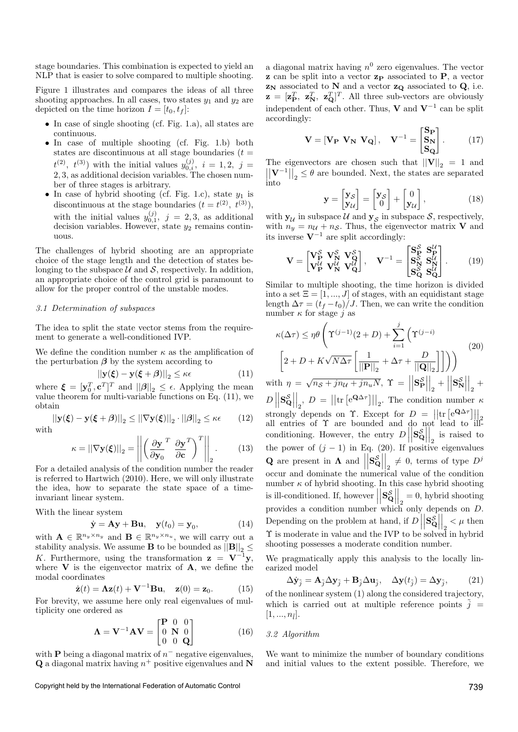stage boundaries. This combination is expected to yield an NLP that is easier to solve compared to multiple shooting.

Figure 1 illustrates and compares the ideas of all three shooting approaches. In all cases, two states $y_1$ and $y_2$ are depicted on the time horizon $I = [t_0, t_f]$:

- In case of single shooting (cf. Fig. 1.a), all states are continuous.
- In case of multiple shooting (cf. Fig. 1.b) both states are discontinuous at all stage boundaries ($t = t^{(2)},\ t^{(3)}$) with the initial values $y_{0,i}^{(j)},\ i = 1, 2,\ j = 2, 3$, as additional decision variables. The chosen number of three stages is arbitrary.
- In case of hybrid shooting (cf. Fig. 1.c), state $y_1$ is discontinuous at the stage boundaries ($t = t^{(2)},\ t^{(3)}$), with the initial values $y_{0,1}^{(j)},\ j = 2, 3$, as additional decision variables. However, state $y_2$ remains continuous.

The challenges of hybrid shooting are an appropriate choice of the stage length and the detection of states belonging to the subspace $\mathcal{U}$ and $\mathcal{S}$, respectively. In addition, an appropriate choice of the control grid is paramount to allow for the proper control of the unstable modes.

### 3.1 Determination of subspaces

The idea to split the state vector stems from the requirement to generate a well-conditioned IVP.

We define the condition number $\kappa$ as the amplification of the perturbation $\boldsymbol{\beta}$ by the system according to

$$||\mathbf{y}(\boldsymbol{\xi}) - \mathbf{y}(\boldsymbol{\xi} + \boldsymbol{\beta})||_2 \le \kappa\epsilon \tag{11}$$

where $\boldsymbol{\xi} = [\mathbf{y}_0^T, \mathbf{c}^T]^T$ and $||\boldsymbol{\beta}||_2 \le \epsilon$. Applying the mean value theorem for multi-variable functions on Eq. (11), we obtain

$$||\mathbf{y}(\boldsymbol{\xi}) - \mathbf{y}(\boldsymbol{\xi} + \boldsymbol{\beta})||_2 \le ||\nabla \mathbf{y}(\boldsymbol{\xi})||_2 \cdot ||\boldsymbol{\beta}||_2 \le \kappa\epsilon \tag{12}$$

with

$$\kappa = ||\nabla \mathbf{y}(\boldsymbol{\xi})||_2 = \left|\left| \left( \frac{\partial \mathbf{y}}{\partial \mathbf{y}_0}^T\ \frac{\partial \mathbf{y}}{\partial \mathbf{c}}^T \right)^T \right|\right|_2. \tag{13}$$

For a detailed analysis of the condition number the reader is referred to Hartwich (2010). Here, we will only illustrate the idea, how to separate the state space of a time-invariant linear system.

With the linear system

$$\dot{\mathbf{y}} = \mathbf{A}\mathbf{y} + \mathbf{B}\mathbf{u}, \quad \mathbf{y}(t_0) = \mathbf{y}_0, \tag{14}$$

with $\mathbf{A} \in \mathbb{R}^{n_y \times n_y}$ and $\mathbf{B} \in \mathbb{R}^{n_y \times n_u}$, we will carry out a stability analysis. We assume $\mathbf{B}$ to be bounded as $||\mathbf{B}||_2 \le K$. Furthermore, using the transformation $\mathbf{z} = \mathbf{V}^{-1}\mathbf{y}$, where $\mathbf{V}$ is the eigenvector matrix of $\mathbf{A}$, we define the modal coordinates

$$\dot{\mathbf{z}}(t) = \boldsymbol{\Lambda}\mathbf{z}(t) + \mathbf{V}^{-1}\mathbf{B}\mathbf{u}, \quad \mathbf{z}(0) = \mathbf{z}_0. \tag{15}$$

For brevity, we assume here only real eigenvalues of multiplicity one ordered as

$$\boldsymbol{\Lambda} = \mathbf{V}^{-1}\mathbf{A}\mathbf{V} = \begin{bmatrix} \mathbf{P} & 0 & 0 \\ 0 & \mathbf{N} & 0 \\ 0 & 0 & \mathbf{Q} \end{bmatrix} \tag{16}$$

with $\mathbf{P}$ being a diagonal matrix of $n^-$ negative eigenvalues, $\mathbf{Q}$ a diagonal matrix having $n^+$ positive eigenvalues and $\mathbf{N}$ a diagonal matrix having $n^0$ zero eigenvalues. The vector $\mathbf{z}$ can be split into a vector $\mathbf{z_P}$ associated to $\mathbf{P}$, a vector $\mathbf{z_N}$ associated to $\mathbf{N}$ and a vector $\mathbf{z_Q}$ associated to $\mathbf{Q}$, i.e. $\mathbf{z} = [\mathbf{z_P}^T,\ \mathbf{z_N}^T,\ \mathbf{z_Q}^T]^T$. All three sub-vectors are obviously independent of each other. Thus, $\mathbf{V}$ and $\mathbf{V}^{-1}$ can be split accordingly:

$$\mathbf{V} = [\mathbf{V_P}\ \mathbf{V_N}\ \mathbf{V_Q}], \quad \mathbf{V}^{-1} = \begin{bmatrix} \mathbf{S_P} \\ \mathbf{S_N} \\ \mathbf{S_Q} \end{bmatrix}. \tag{17}$$

The eigenvectors are chosen such that $||\mathbf{V}||_2 = 1$ and $||\mathbf{V}^{-1}||_2 \le \theta$ are bounded. Next, the states are separated into

$$\mathbf{y} = \begin{bmatrix} \mathbf{y}_\mathcal{S} \\ \mathbf{y}_\mathcal{U} \end{bmatrix} = \begin{bmatrix} \mathbf{y}_\mathcal{S} \\ 0 \end{bmatrix} + \begin{bmatrix} 0 \\ \mathbf{y}_\mathcal{U} \end{bmatrix}, \tag{18}$$

with $\mathbf{y}_\mathcal{U}$ in subspace $\mathcal{U}$ and $\mathbf{y}_\mathcal{S}$ in subspace $\mathcal{S}$, respectively, with $n_y = n_\mathcal{U} + n_\mathcal{S}$. Thus, the eigenvector matrix $\mathbf{V}$ and its inverse $\mathbf{V}^{-1}$ are split accordingly:

$$\mathbf{V} = \begin{bmatrix} \mathbf{V_P^\mathcal{S}} & \mathbf{V_N^\mathcal{S}} & \mathbf{V_Q^\mathcal{S}} \\ \mathbf{V_P^\mathcal{U}} & \mathbf{V_N^\mathcal{U}} & \mathbf{V_Q^\mathcal{U}} \end{bmatrix}, \quad \mathbf{V}^{-1} = \begin{bmatrix} \mathbf{S_P^\mathcal{S}} & \mathbf{S_P^\mathcal{U}} \\ \mathbf{S_N^\mathcal{S}} & \mathbf{S_N^\mathcal{U}} \\ \mathbf{S_Q^\mathcal{S}} & \mathbf{S_Q^\mathcal{U}} \end{bmatrix}. \tag{19}$$

Similar to multiple shooting, the time horizon is divided into a set $\Xi = [1, ..., J]$ of stages, with an equidistant stage length $\Delta\tau = (t_f - t_0)/J$. Then, we can write the condition number $\kappa$ for stage $j$ as

$$\kappa(\Delta\tau) \le \eta\theta \Bigg( \Upsilon^{(j-1)}(2 + D) + \sum_{i=1}^{j} \Big( \Upsilon^{(j-i)} \Big[ 2 + D + K\sqrt{N\Delta\tau} \Big[ \frac{1}{||\mathbf{P}||_2} + \Delta\tau + \frac{D}{||\mathbf{Q}||_2} \Big] \Big] \Big) \Bigg) \tag{20}$$

with $\eta = \sqrt{n_S + jn_\mathcal{U} + jn_uN}$, $\Upsilon = \left|\left|\mathbf{S_P^\mathcal{S}}\right|\right|_2 + \left|\left|\mathbf{S_N^\mathcal{S}}\right|\right|_2 + D\left|\left|\mathbf{S_Q^\mathcal{S}}\right|\right|_2$, $D = \left|\left|\mathrm{tr}\left[e^{\mathbf{Q}\Delta\tau}\right]\right|\right|_2$. The condition number $\kappa$ strongly depends on $\Upsilon$. Except for $D = \left|\left|\mathrm{tr}\left[e^{\mathbf{Q}\Delta\tau}\right]\right|\right|_2$ all entries of $\Upsilon$ are bounded and do not lead to ill-conditioning. However, the entry $D\left|\left|\mathbf{S_Q^\mathcal{S}}\right|\right|_2$ is raised to the power of $(j-1)$ in Eq. (20). If positive eigenvalues $\mathbf{Q}$ are present in $\boldsymbol{\Lambda}$ and $\left|\left|\mathbf{S_Q^\mathcal{S}}\right|\right|_2 \ne 0$, terms of type $D^j$ occur and dominate the numerical value of the condition number $\kappa$ of hybrid shooting. In this case hybrid shooting is ill-conditioned. If, however $\left|\left|\mathbf{S_Q^\mathcal{S}}\right|\right|_2 = 0$, hybrid shooting provides a condition number which only depends on $D$. Depending on the problem at hand, if $D\left|\left|\mathbf{S_Q^\mathcal{S}}\right|\right|_2 < \mu$ then $\Upsilon$ is moderate in value and the IVP to be solved in hybrid shooting possesses a moderate condition number.

We pragmatically apply this analysis to the locally linearized model

$$\Delta\dot{\mathbf{y}}_{\tilde{j}} = \mathbf{A}_{\tilde{j}}\Delta\mathbf{y}_{\tilde{j}} + \mathbf{B}_{\tilde{j}}\Delta\mathbf{u}_{\tilde{j}}, \quad \Delta\mathbf{y}(t_{\tilde{j}}) = \Delta\mathbf{y}_{\tilde{j}}, \tag{21}$$

of the nonlinear system (1) along the considered trajectory, which is carried out at multiple reference points $\tilde{j} = [1, ..., n_{\tilde{l}}]$.

### 3.2 Algorithm

We want to minimize the number of boundary conditions and initial values to the extent possible. Therefore, we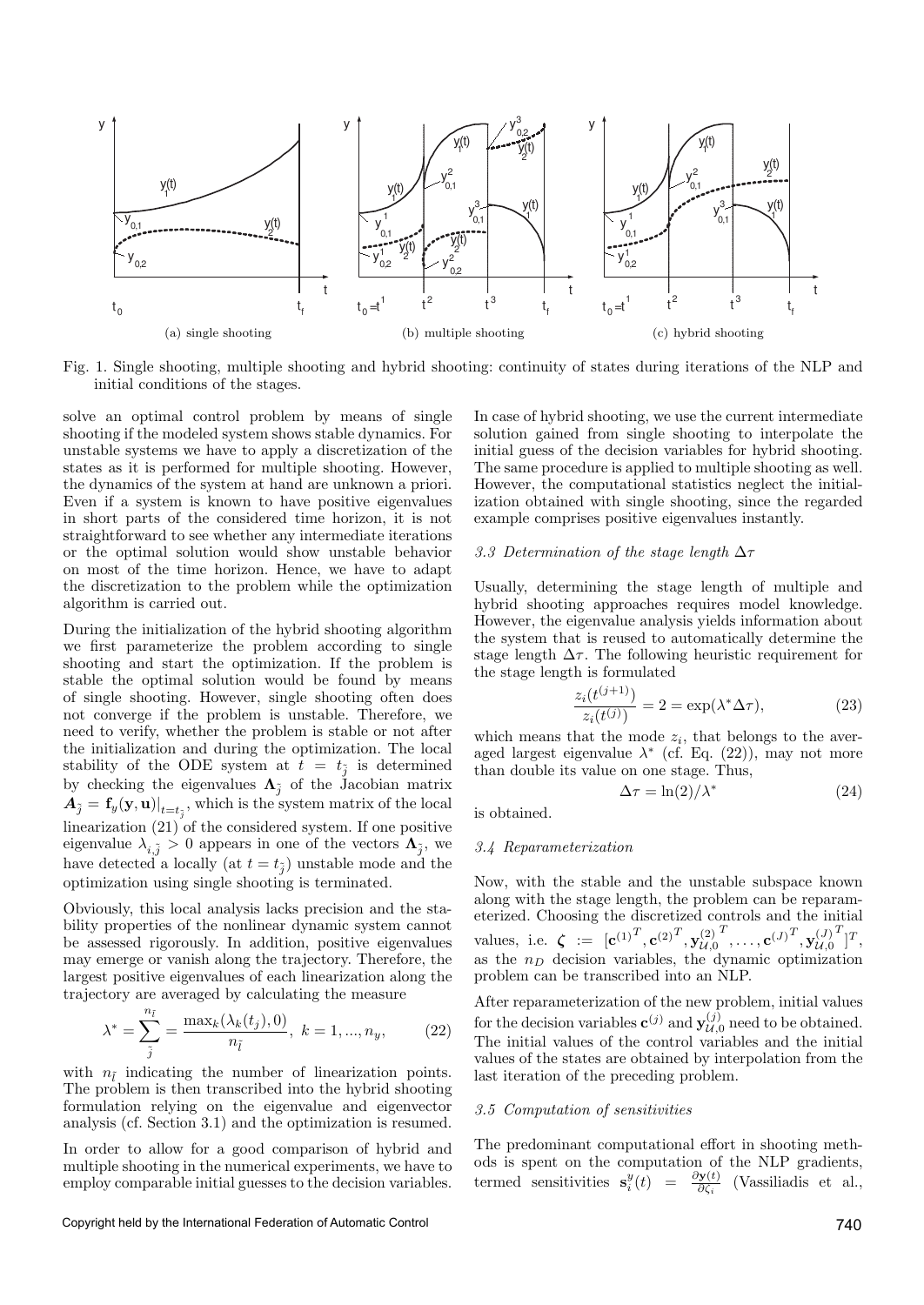Fig. 1. Single shooting, multiple shooting and hybrid shooting: continuity of states during iterations of the NLP and initial conditions of the stages.

solve an optimal control problem by means of single shooting if the modeled system shows stable dynamics. For unstable systems we have to apply a discretization of the states as it is performed for multiple shooting. However, the dynamics of the system at hand are unknown a priori. Even if a system is known to have positive eigenvalues in short parts of the considered time horizon, it is not straightforward to see whether any intermediate iterations or the optimal solution would show unstable behavior on most of the time horizon. Hence, we have to adapt the discretization to the problem while the optimization algorithm is carried out.

During the initialization of the hybrid shooting algorithm we first parameterize the problem according to single shooting and start the optimization. If the problem is stable the optimal solution would be found by means of single shooting. However, single shooting often does not converge if the problem is unstable. Therefore, we need to verify, whether the problem is stable or not after the initialization and during the optimization. The local stability of the ODE system at $t = t_{\tilde{j}}$ is determined by checking the eigenvalues $\mathbf{\Lambda}_{\tilde{j}}$ of the Jacobian matrix $\boldsymbol{A}_{\tilde{j}} = \mathbf{f}_y(\mathbf{y}, \mathbf{u})|_{t=t_{\tilde{j}}}$, which is the system matrix of the local linearization (21) of the considered system. If one positive eigenvalue $\lambda_{i,\tilde{j}} > 0$ appears in one of the vectors $\mathbf{\Lambda}_{\tilde{j}}$, we have detected a locally (at $t = t_{\tilde{j}}$) unstable mode and the optimization using single shooting is terminated.

Obviously, this local analysis lacks precision and the stability properties of the nonlinear dynamic system cannot be assessed rigorously. In addition, positive eigenvalues may emerge or vanish along the trajectory. Therefore, the largest positive eigenvalues of each linearization along the trajectory are averaged by calculating the measure

$$\lambda^* = \sum_{\tilde{j}}^{n_{\tilde{l}}} = \frac{\max_k(\lambda_k(t_j), 0)}{n_{\tilde{l}}},\ k = 1, ..., n_y, \tag{22}$$

with $n_{\tilde{l}}$ indicating the number of linearization points. The problem is then transcribed into the hybrid shooting formulation relying on the eigenvalue and eigenvector analysis (cf. Section 3.1) and the optimization is resumed.

In order to allow for a good comparison of hybrid and multiple shooting in the numerical experiments, we have to employ comparable initial guesses to the decision variables. In case of hybrid shooting, we use the current intermediate solution gained from single shooting to interpolate the initial guess of the decision variables for hybrid shooting. The same procedure is applied to multiple shooting as well. However, the computational statistics neglect the initialization obtained with single shooting, since the regarded example comprises positive eigenvalues instantly.

### *3.3 Determination of the stage length $\Delta\tau$*

Usually, determining the stage length of multiple and hybrid shooting approaches requires model knowledge. However, the eigenvalue analysis yields information about the system that is reused to automatically determine the stage length $\Delta\tau$. The following heuristic requirement for the stage length is formulated

$$\frac{z_i(t^{(j+1)})}{z_i(t^{(j)})} = 2 = \exp(\lambda^* \Delta\tau), \tag{23}$$

which means that the mode $z_i$, that belongs to the averaged largest eigenvalue $\lambda^*$ (cf. Eq. (22)), may not more than double its value on one stage. Thus,

$$\Delta\tau = \ln(2)/\lambda^* \tag{24}$$

is obtained.

### *3.4 Reparameterization*

Now, with the stable and the unstable subspace known along with the stage length, the problem can be reparameterized. Choosing the discretized controls and the initial values, i.e. $\boldsymbol{\zeta} := [\mathbf{c}^{(1)^T}, \mathbf{c}^{(2)^T}, \mathbf{y}_{\mathcal{U},0}^{(2)^T}, \ldots, \mathbf{c}^{(J)^T}, \mathbf{y}_{\mathcal{U},0}^{(J)^T}]^T$, as the $n_D$ decision variables, the dynamic optimization problem can be transcribed into an NLP.

After reparameterization of the new problem, initial values for the decision variables $\mathbf{c}^{(j)}$ and $\mathbf{y}_{\mathcal{U},0}^{(j)}$ need to be obtained. The initial values of the control variables and the initial values of the states are obtained by interpolation from the last iteration of the preceding problem.

### *3.5 Computation of sensitivities*

The predominant computational effort in shooting methods is spent on the computation of the NLP gradients, termed sensitivities $\mathbf{s}_i^y(t) = \frac{\partial \mathbf{y}(t)}{\partial \zeta_i}$ (Vassiliadis et al.,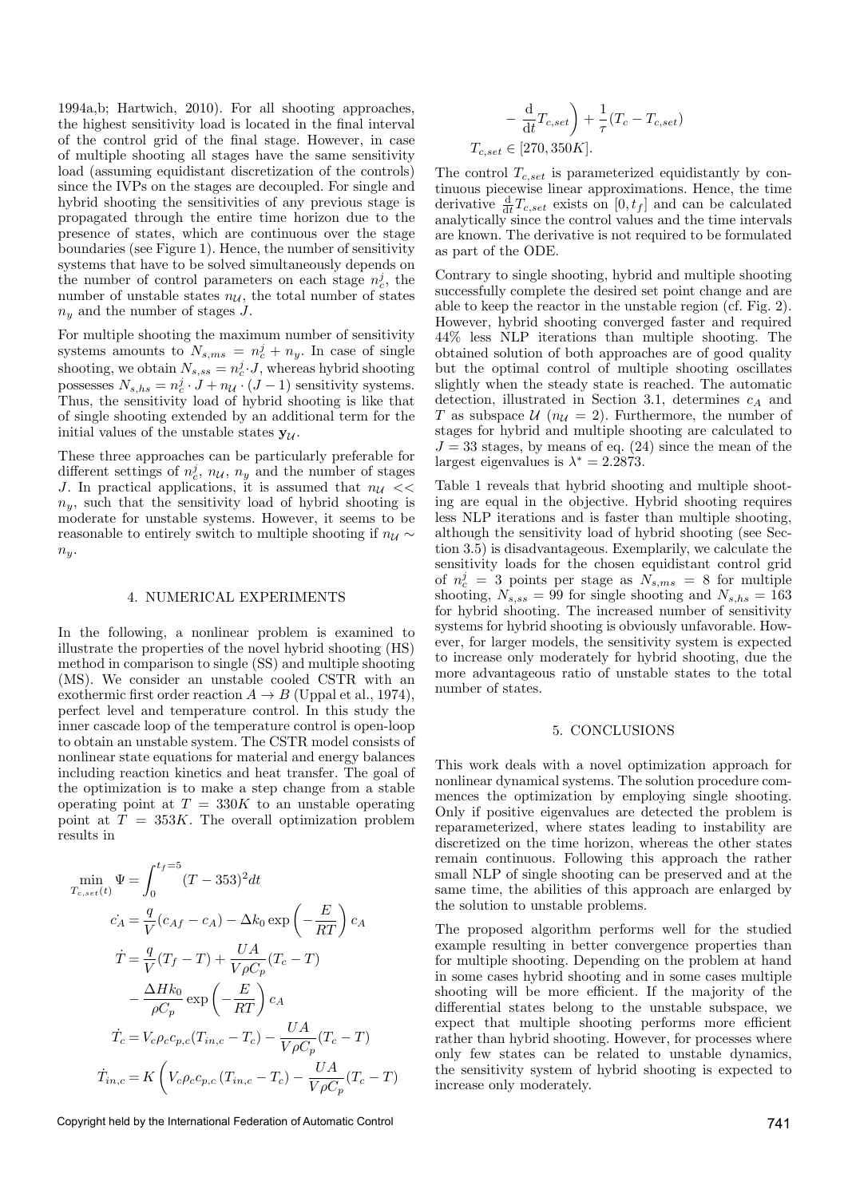1994a,b; Hartwich, 2010). For all shooting approaches, the highest sensitivity load is located in the final interval of the control grid of the final stage. However, in case of multiple shooting all stages have the same sensitivity load (assuming equidistant discretization of the controls) since the IVPs on the stages are decoupled. For single and hybrid shooting the sensitivities of any previous stage is propagated through the entire time horizon due to the presence of states, which are continuous over the stage boundaries (see Figure 1). Hence, the number of sensitivity systems that have to be solved simultaneously depends on the number of control parameters on each stage $n_c^j$, the number of unstable states $n_{\mathcal{U}}$, the total number of states $n_y$ and the number of stages $J$.

For multiple shooting the maximum number of sensitivity systems amounts to $N_{s,ms} = n_c^j + n_y$. In case of single shooting, we obtain $N_{s,ss} = n_c^j \cdot J$, whereas hybrid shooting possesses $N_{s,hs} = n_c^j \cdot J + n_{\mathcal{U}} \cdot (J-1)$ sensitivity systems. Thus, the sensitivity load of hybrid shooting is like that of single shooting extended by an additional term for the initial values of the unstable states $\mathbf{y}_{\mathcal{U}}$.

These three approaches can be particularly preferable for different settings of $n_c^j$, $n_{\mathcal{U}}$, $n_y$ and the number of stages $J$. In practical applications, it is assumed that $n_{\mathcal{U}} << n_y$, such that the sensitivity load of hybrid shooting is moderate for unstable systems. However, it seems to be reasonable to entirely switch to multiple shooting if $n_{\mathcal{U}} \sim n_y$.

## 4. NUMERICAL EXPERIMENTS

In the following, a nonlinear problem is examined to illustrate the properties of the novel hybrid shooting (HS) method in comparison to single (SS) and multiple shooting (MS). We consider an unstable cooled CSTR with an exothermic first order reaction $A \rightarrow B$ (Uppal et al., 1974), perfect level and temperature control. In this study the inner cascade loop of the temperature control is open-loop to obtain an unstable system. The CSTR model consists of nonlinear state equations for material and energy balances including reaction kinetics and heat transfer. The goal of the optimization is to make a step change from a stable operating point at $T = 330K$ to an unstable operating point at $T = 353K$. The overall optimization problem results in

$$
\begin{aligned}
\min_{T_{c,set}(t)} \Psi &= \int_0^{t_f=5} (T-353)^2 dt \\
\dot{c_A} &= \frac{q}{V}(c_{Af} - c_A) - \Delta k_0 \exp\left(-\frac{E}{RT}\right) c_A \\
\dot{T} &= \frac{q}{V}(T_f - T) + \frac{UA}{V\rho C_p}(T_c - T) \\
&\quad - \frac{\Delta H k_0}{\rho C_p} \exp\left(-\frac{E}{RT}\right) c_A \\
\dot{T}_c &= V_c \rho_c c_{p,c}(T_{in,c} - T_c) - \frac{UA}{V\rho C_p}(T_c - T) \\
\dot{T}_{in,c} &= K \left( V_c \rho_c c_{p,c} \left(T_{in,c} - T_c\right) - \frac{UA}{V\rho C_p}(T_c - T) \right. \\
&\quad \left. - \frac{\mathrm{d}}{\mathrm{d}t} T_{c,set} \right) + \frac{1}{\tau}(T_c - T_{c,set}) \\
T_{c,set} &\in [270, 350K].
\end{aligned}
$$

The control $T_{c,set}$ is parameterized equidistantly by continuous piecewise linear approximations. Hence, the time derivative $\frac{\mathrm{d}}{\mathrm{d}t} T_{c,set}$ exists on $[0, t_f]$ and can be calculated analytically since the control values and the time intervals are known. The derivative is not required to be formulated as part of the ODE.

Contrary to single shooting, hybrid and multiple shooting successfully complete the desired set point change and are able to keep the reactor in the unstable region (cf. Fig. 2). However, hybrid shooting converged faster and required 44% less NLP iterations than multiple shooting. The obtained solution of both approaches are of good quality but the optimal control of multiple shooting oscillates slightly when the steady state is reached. The automatic detection, illustrated in Section 3.1, determines $c_A$ and $T$ as subspace $\mathcal{U}$ ($n_{\mathcal{U}} = 2$). Furthermore, the number of stages for hybrid and multiple shooting are calculated to $J = 33$ stages, by means of eq. (24) since the mean of the largest eigenvalues is $\lambda^* = 2.2873$.

Table 1 reveals that hybrid shooting and multiple shooting are equal in the objective. Hybrid shooting requires less NLP iterations and is faster than multiple shooting, although the sensitivity load of hybrid shooting (see Section 3.5) is disadvantageous. Exemplarily, we calculate the sensitivity loads for the chosen equidistant control grid of $n_c^j = 3$ points per stage as $N_{s,ms} = 8$ for multiple shooting, $N_{s,ss} = 99$ for single shooting and $N_{s,hs} = 163$ for hybrid shooting. The increased number of sensitivity systems for hybrid shooting is obviously unfavorable. However, for larger models, the sensitivity system is expected to increase only moderately for hybrid shooting, due the more advantageous ratio of unstable states to the total number of states.

## 5. CONCLUSIONS

This work deals with a novel optimization approach for nonlinear dynamical systems. The solution procedure commences the optimization by employing single shooting. Only if positive eigenvalues are detected the problem is reparameterized, where states leading to instability are discretized on the time horizon, whereas the other states remain continuous. Following this approach the rather small NLP of single shooting can be preserved and at the same time, the abilities of this approach are enlarged by the solution to unstable problems.

The proposed algorithm performs well for the studied example resulting in better convergence properties than for multiple shooting. Depending on the problem at hand in some cases hybrid shooting and in some cases multiple shooting will be more efficient. If the majority of the differential states belong to the unstable subspace, we expect that multiple shooting performs more efficient rather than hybrid shooting. However, for processes where only few states can be related to unstable dynamics, the sensitivity system of hybrid shooting is expected to increase only moderately.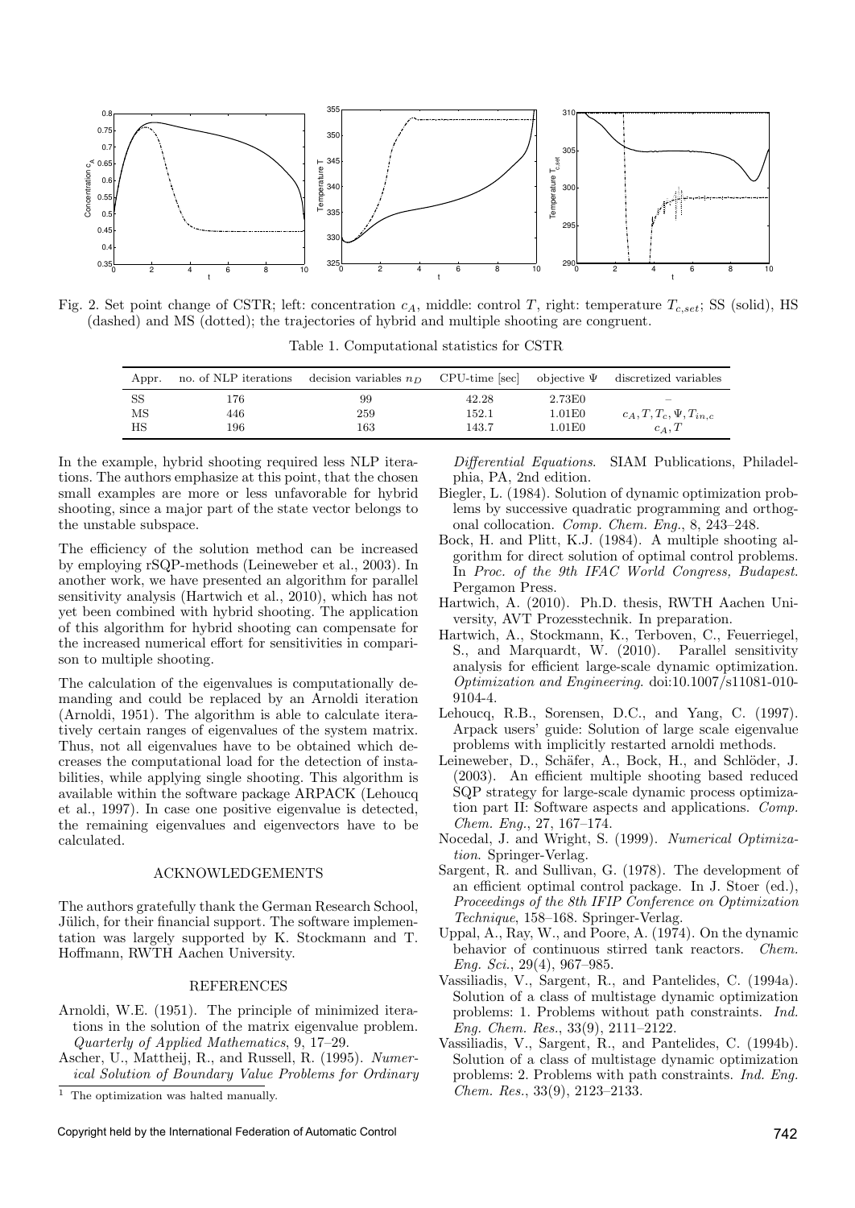0.8
0.75
0.7
Concentration $c_A$ 0.65
0.6
0.55
0.5
0.45
0.4
0.35
0 2 4 6 8 10
t

355
350
345
Temperature T 340
335
330
325
0 2 4 6 8 10
t

310
305
Temperature $T_{c,set}$ 300
295
290
0 2 4 6 8 10
t

Fig. 2. Set point change of CSTR; left: concentration $c_A$, middle: control $T$, right: temperature $T_{c,set}$; SS (solid), HS (dashed) and MS (dotted); the trajectories of hybrid and multiple shooting are congruent.

Table 1. Computational statistics for CSTR

| Appr. | no. of NLP iterations | decision variables $n_D$ | CPU-time [sec] | objective $\Psi$ | discretized variables |
|---|---|---|---|---|---|
| SS | 176 | 99 | 42.28 | 2.73E0 | – |
| MS | 446 | 259 | 152.1 | 1.01E0 | $c_A, T, T_c, \Psi, T_{in,c}$ |
| HS | 196 | 163 | 143.7 | 1.01E0 | $c_A, T$ |

In the example, hybrid shooting required less NLP iterations. The authors emphasize at this point, that the chosen small examples are more or less unfavorable for hybrid shooting, since a major part of the state vector belongs to the unstable subspace.

The efficiency of the solution method can be increased by employing rSQP-methods (Leineweber et al., 2003). In another work, we have presented an algorithm for parallel sensitivity analysis (Hartwich et al., 2010), which has not yet been combined with hybrid shooting. The application of this algorithm for hybrid shooting can compensate for the increased numerical effort for sensitivities in comparison to multiple shooting.

The calculation of the eigenvalues is computationally demanding and could be replaced by an Arnoldi iteration (Arnoldi, 1951). The algorithm is able to calculate iteratively certain ranges of eigenvalues of the system matrix. Thus, not all eigenvalues have to be obtained which decreases the computational load for the detection of instabilities, while applying single shooting. This algorithm is available within the software package ARPACK (Lehoucq et al., 1997). In case one positive eigenvalue is detected, the remaining eigenvalues and eigenvectors have to be calculated.

## ACKNOWLEDGEMENTS

The authors gratefully thank the German Research School, Jülich, for their financial support. The software implementation was largely supported by K. Stockmann and T. Hoffmann, RWTH Aachen University.

## REFERENCES

Arnoldi, W.E. (1951). The principle of minimized iterations in the solution of the matrix eigenvalue problem. *Quarterly of Applied Mathematics*, 9, 17–29.

Ascher, U., Mattheij, R., and Russell, R. (1995). *Numerical Solution of Boundary Value Problems for Ordinary Differential Equations*. SIAM Publications, Philadelphia, PA, 2nd edition.

Biegler, L. (1984). Solution of dynamic optimization problems by successive quadratic programming and orthogonal collocation. *Comp. Chem. Eng.*, 8, 243–248.

Bock, H. and Plitt, K.J. (1984). A multiple shooting algorithm for direct solution of optimal control problems. In *Proc. of the 9th IFAC World Congress, Budapest*. Pergamon Press.

Hartwich, A. (2010). Ph.D. thesis, RWTH Aachen University, AVT Prozesstechnik. In preparation.

Hartwich, A., Stockmann, K., Terboven, C., Feuerriegel, S., and Marquardt, W. (2010). Parallel sensitivity analysis for efficient large-scale dynamic optimization. *Optimization and Engineering*. doi:10.1007/s11081-010-9104-4.

Lehoucq, R.B., Sorensen, D.C., and Yang, C. (1997). Arpack users' guide: Solution of large scale eigenvalue problems with implicitly restarted arnoldi methods.

Leineweber, D., Schäfer, A., Bock, H., and Schlöder, J. (2003). An efficient multiple shooting based reduced SQP strategy for large-scale dynamic process optimization part II: Software aspects and applications. *Comp. Chem. Eng.*, 27, 167–174.

Nocedal, J. and Wright, S. (1999). *Numerical Optimization*. Springer-Verlag.

Sargent, R. and Sullivan, G. (1978). The development of an efficient optimal control package. In J. Stoer (ed.), *Proceedings of the 8th IFIP Conference on Optimization Technique*, 158–168. Springer-Verlag.

Uppal, A., Ray, W., and Poore, A. (1974). On the dynamic behavior of continuous stirred tank reactors. *Chem. Eng. Sci.*, 29(4), 967–985.

Vassiliadis, V., Sargent, R., and Pantelides, C. (1994a). Solution of a class of multistage dynamic optimization problems: 1. Problems without path constraints. *Ind. Eng. Chem. Res.*, 33(9), 2111–2122.

Vassiliadis, V., Sargent, R., and Pantelides, C. (1994b). Solution of a class of multistage dynamic optimization problems: 2. Problems with path constraints. *Ind. Eng. Chem. Res.*, 33(9), 2123–2133.

[1] The optimization was halted manually.